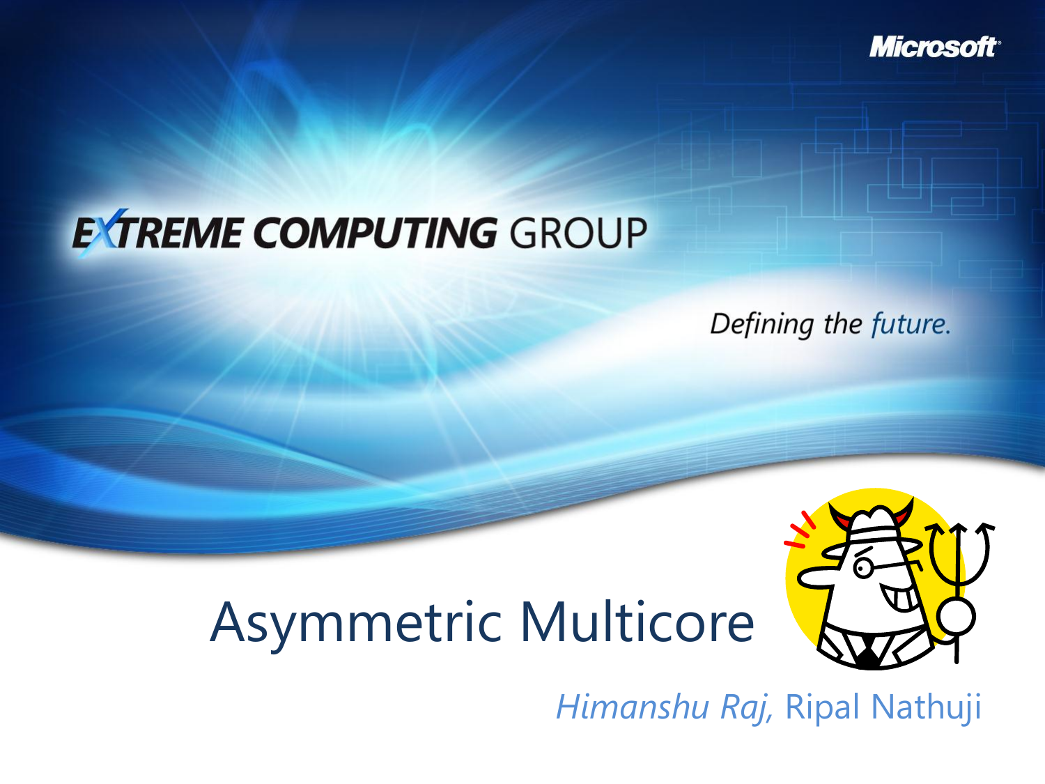Microsoft

EXTREME COMPUTING GROUP

*Defining the future.*

# Asymmetric Multicore

*Himanshu Raj,* Ripal Nathuji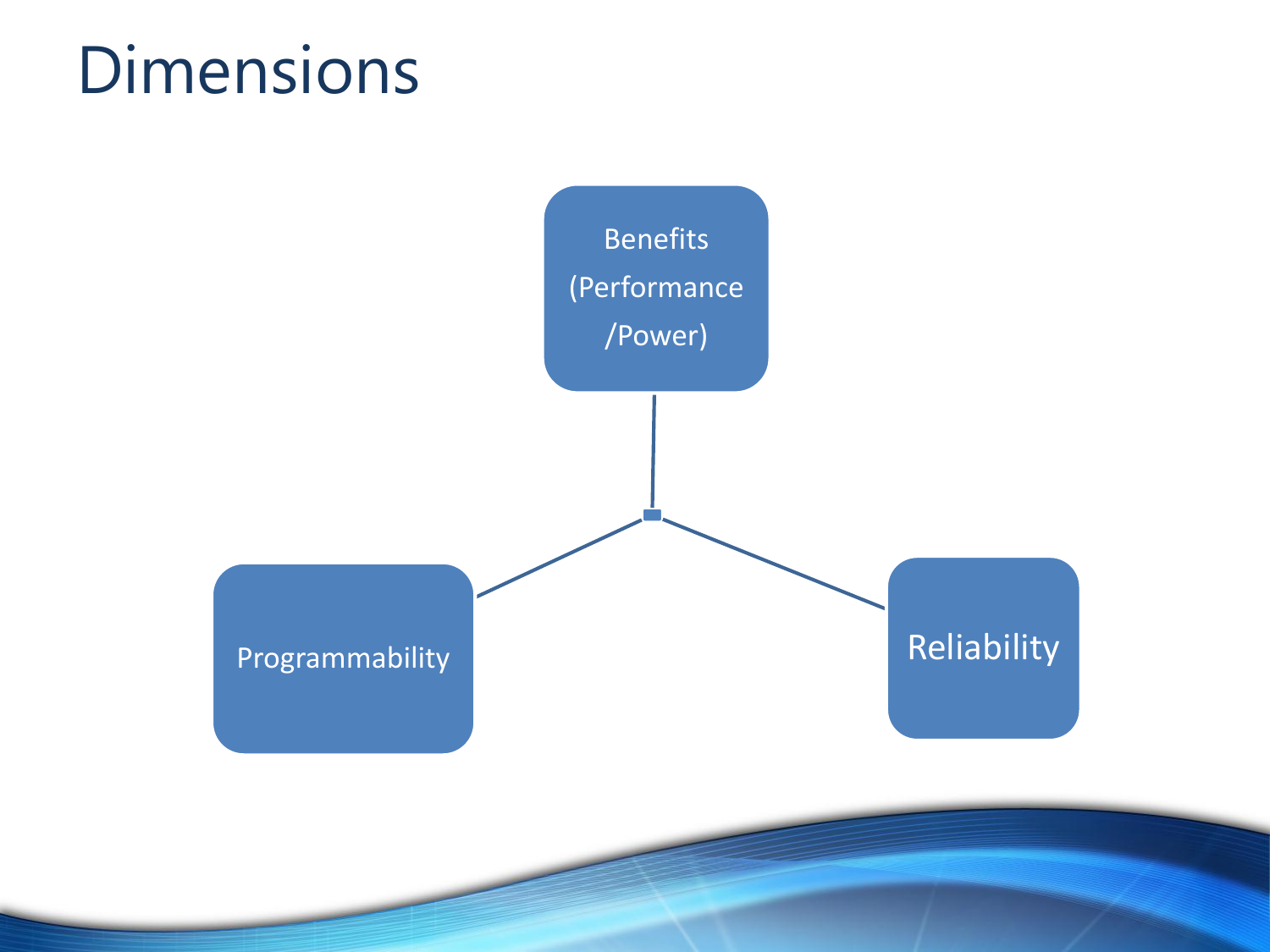# Dimensions

Benefits (Performance /Power)

Programmability

Reliability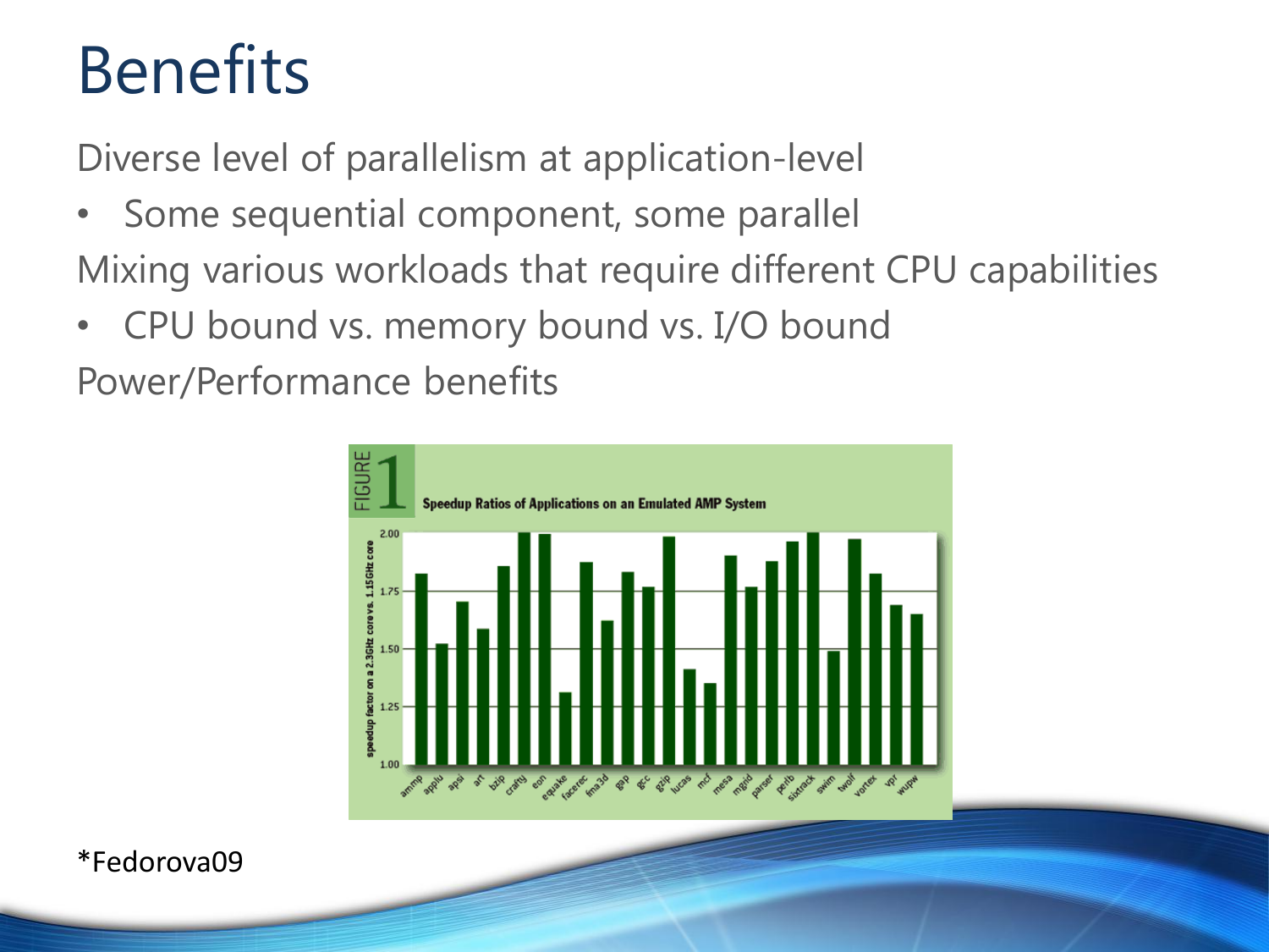# Benefits

Diverse level of parallelism at application-level

- Some sequential component, some parallel

Mixing various workloads that require different CPU capabilities

- CPU bound vs. memory bound vs. I/O bound

Power/Performance benefits

*Fedorova09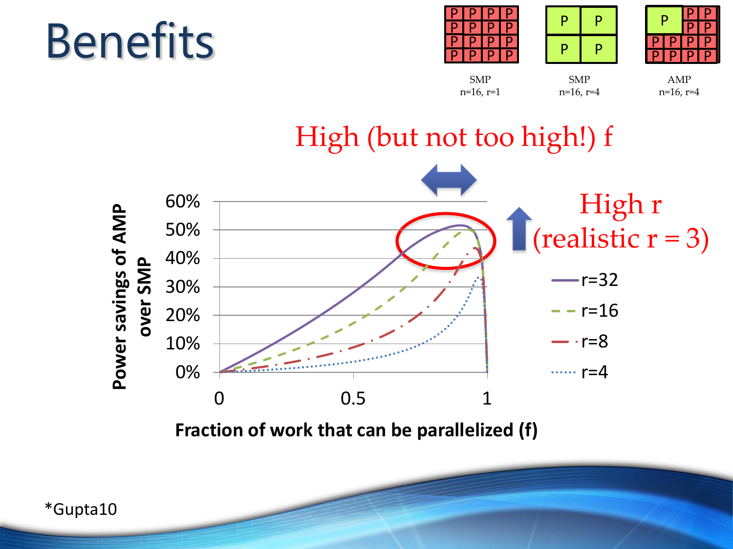# Benefits

SMP
n=16, r=1

SMP
n=16, r=4

AMP
n=16, r=4

High (but not too high!) f

High r
(realistic r = 3)

Power savings of AMP over SMP

Fraction of work that can be parallelized (f)

- r=32
- r=16
- r=8
- r=4

*Gupta10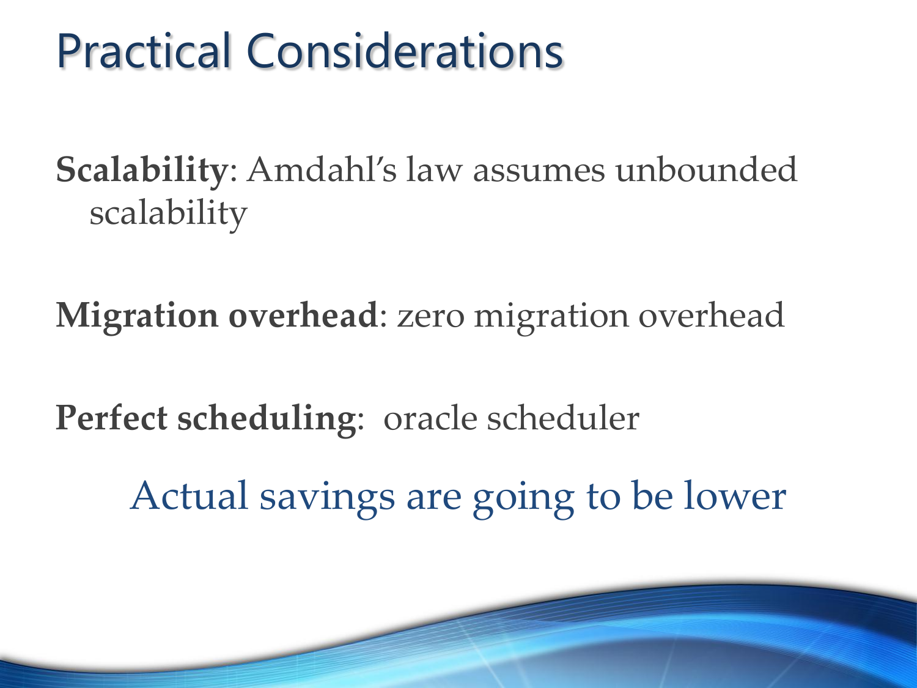# Practical Considerations

**Scalability**: Amdahl's law assumes unbounded scalability

**Migration overhead**: zero migration overhead

**Perfect scheduling**: oracle scheduler

Actual savings are going to be lower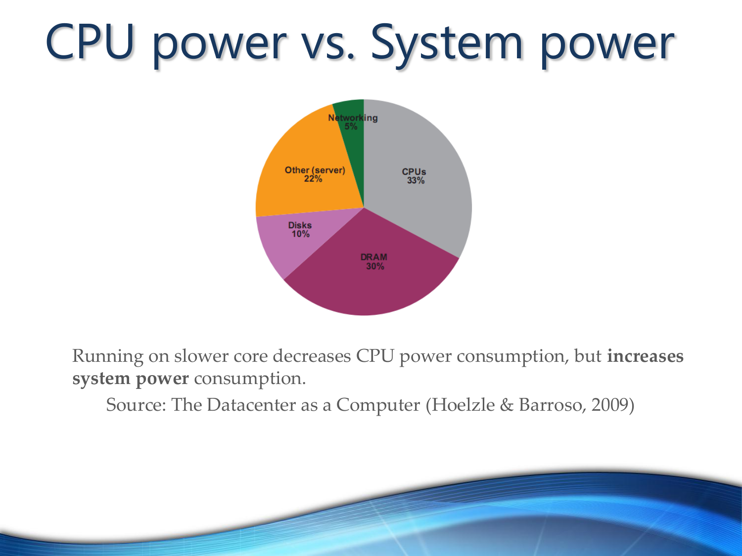# CPU power vs. System power

Networking 5%

Other (server) 22%

CPUs 33%

Disks 10%

DRAM 30%

Running on slower core decreases CPU power consumption, but **increases system power** consumption.

Source: The Datacenter as a Computer (Hoelzle & Barroso, 2009)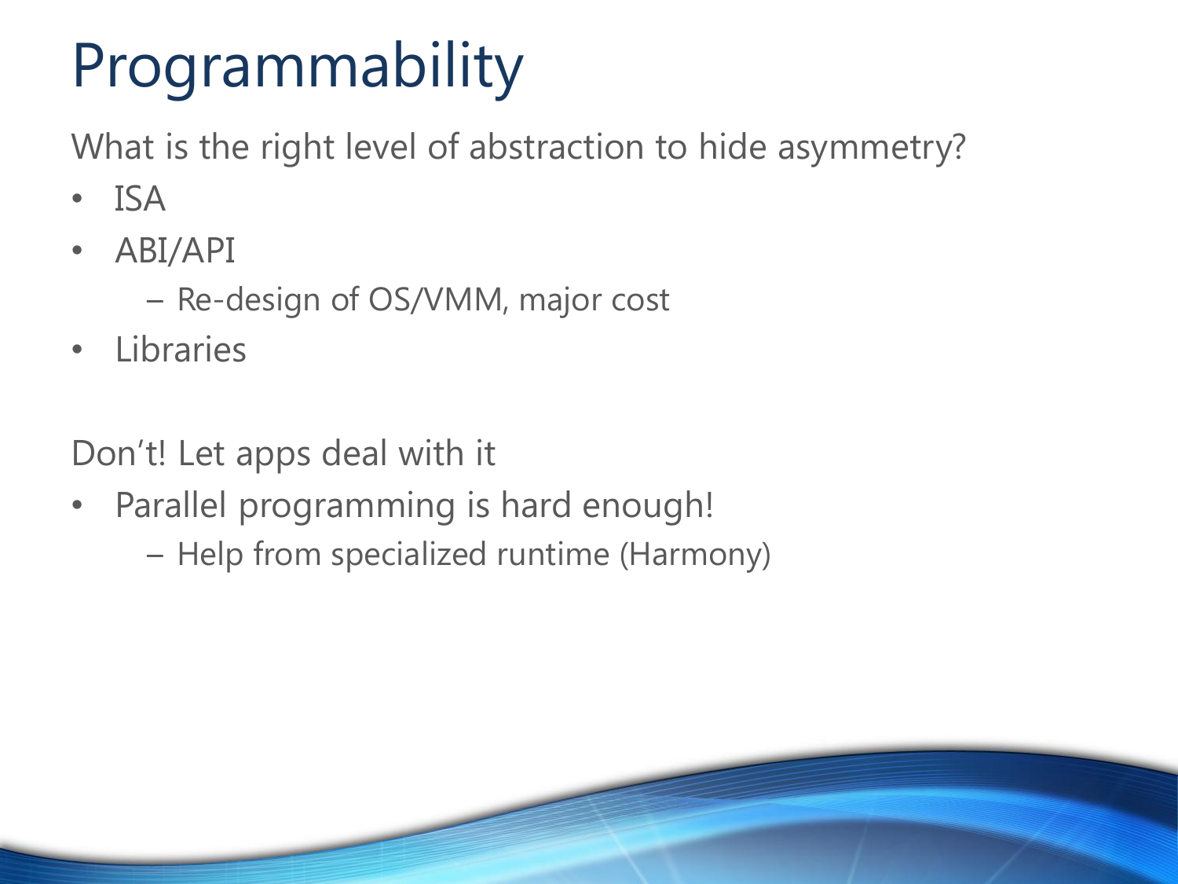# Programmability

What is the right level of abstraction to hide asymmetry?

- ISA
- ABI/API
  - Re-design of OS/VMM, major cost
- Libraries

Don't! Let apps deal with it

- Parallel programming is hard enough!
  - Help from specialized runtime (Harmony)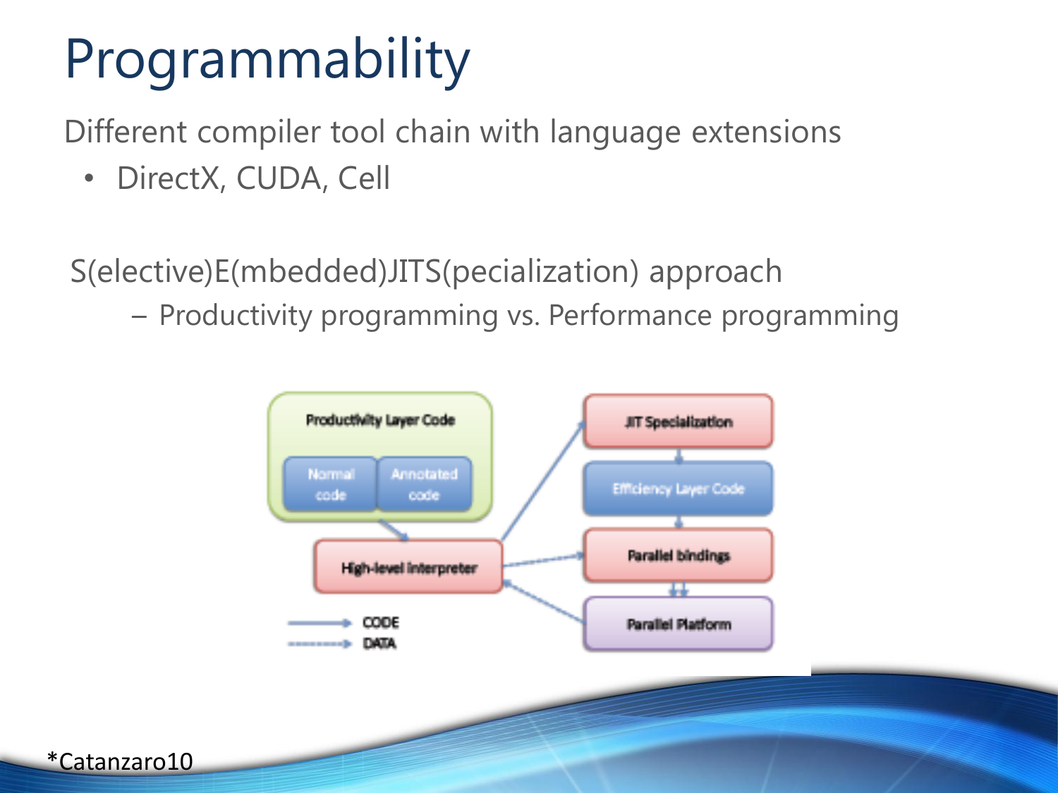# Programmability

Different compiler tool chain with language extensions

- DirectX, CUDA, Cell

S(elective)E(mbedded)JITS(pecialization) approach

- Productivity programming vs. Performance programming

Productivity Layer Code

Normal code

Annotated code

High-level interpreter

JIT Specialization

Efficiency Layer Code

Parallel bindings

Parallel Platform

CODE

DATA

*Catanzaro10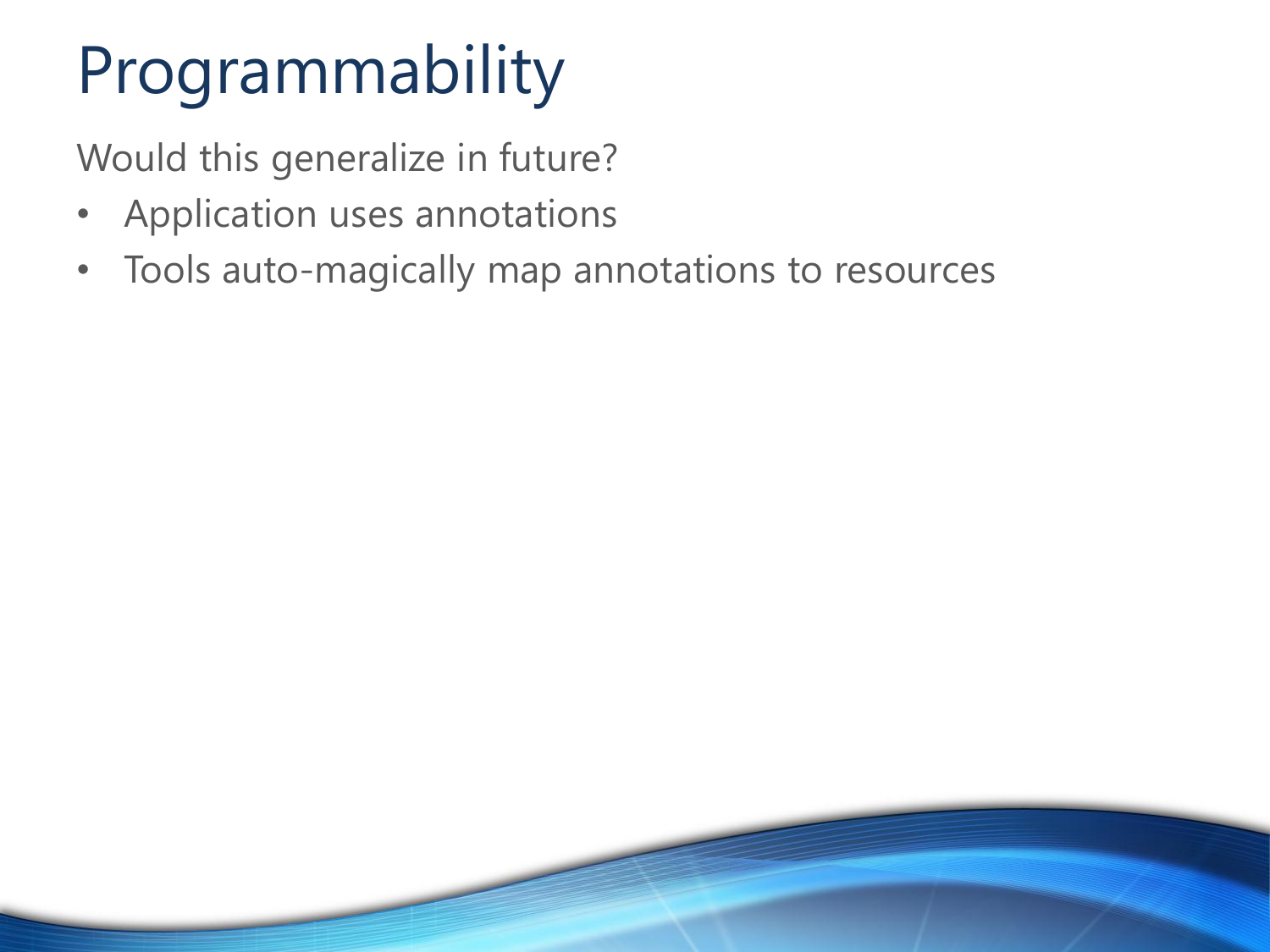# Programmability

Would this generalize in future?

- Application uses annotations
- Tools auto-magically map annotations to resources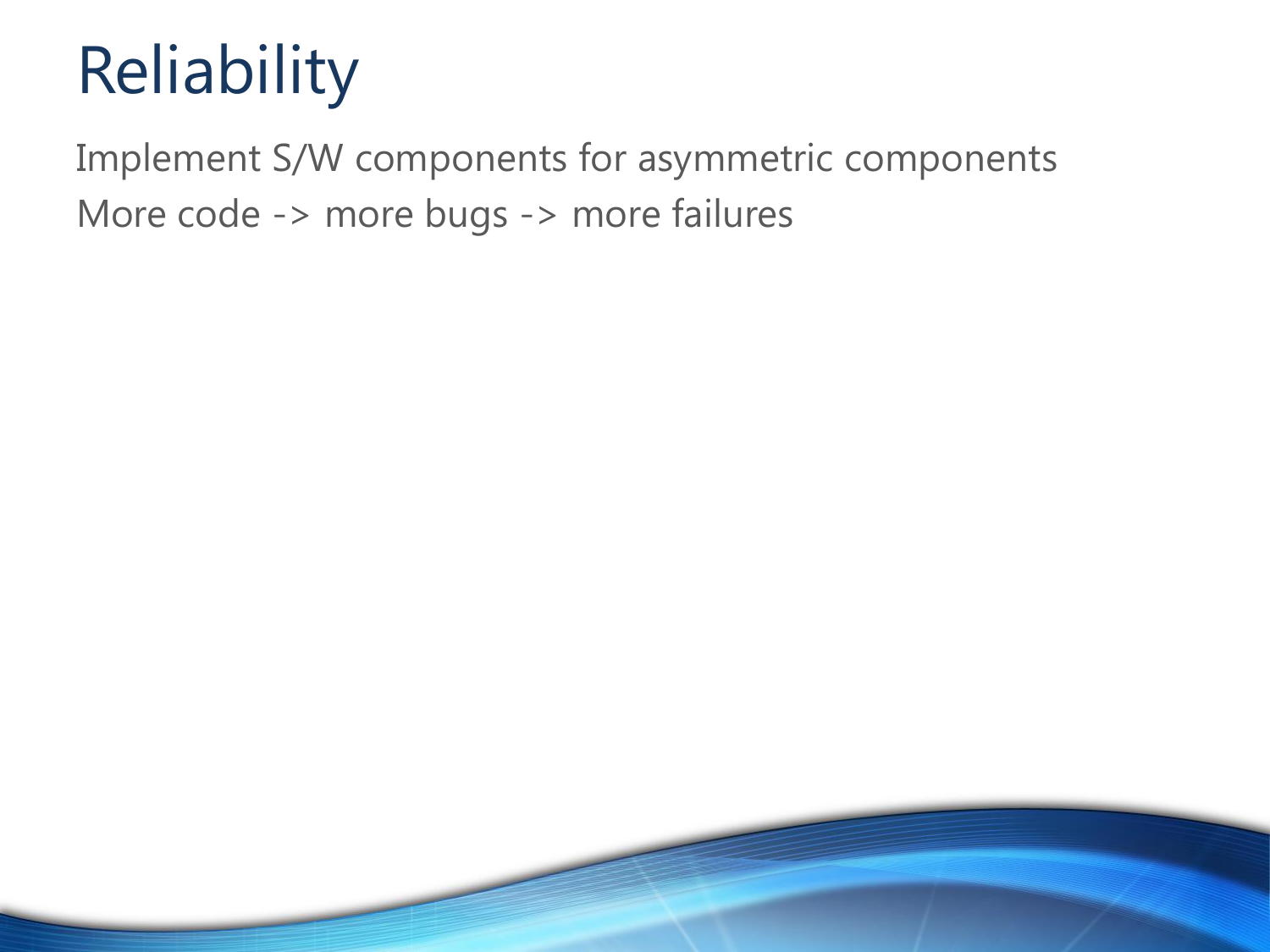# Reliability

Implement S/W components for asymmetric components

More code -> more bugs -> more failures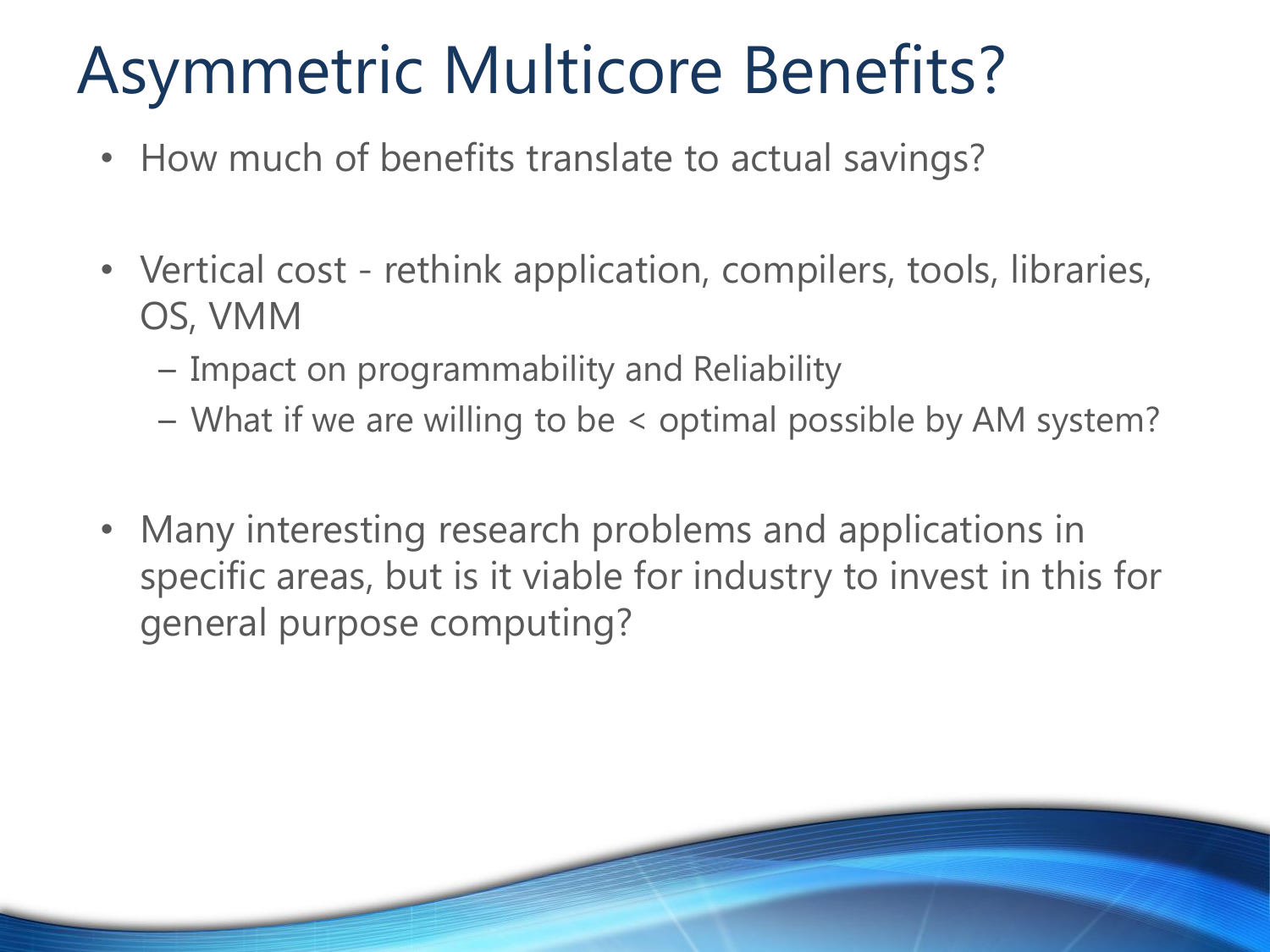# Asymmetric Multicore Benefits?

- How much of benefits translate to actual savings?
- Vertical cost - rethink application, compilers, tools, libraries, OS, VMM
  - Impact on programmability and Reliability
  - What if we are willing to be < optimal possible by AM system?
- Many interesting research problems and applications in specific areas, but is it viable for industry to invest in this for general purpose computing?